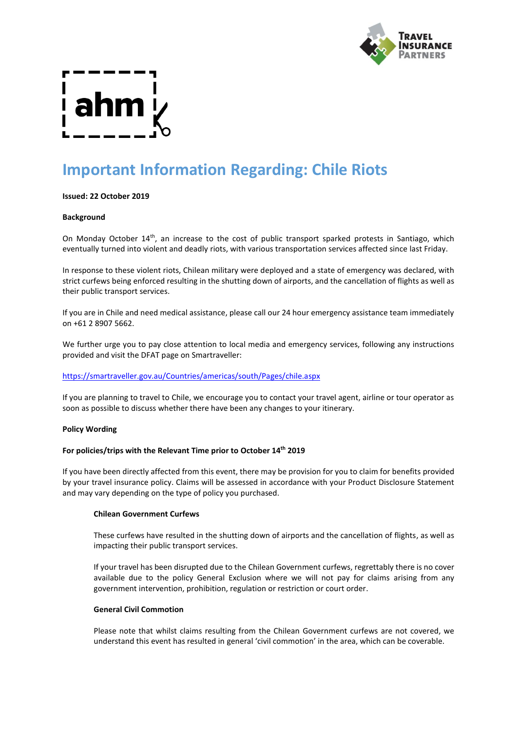# Important Information Regarding: Chile Riots

**Issued: 22 October 2019**

**Background**

On Monday October 14th, an increase to the cost of public transport sparked protests in Santiago, which eventually turned into violent and deadly riots, with various transportation services affected since last Friday.

In response to these violent riots, Chilean military were deployed and a state of emergency was declared, with strict curfews being enforced resulting in the shutting down of airports, and the cancellation of flights as well as their public transport services.

If you are in Chile and need medical assistance, please call our 24 hour emergency assistance team immediately on +61 2 8907 5662.

We further urge you to pay close attention to local media and emergency services, following any instructions provided and visit the DFAT page on Smartraveller:

https://smartraveller.gov.au/Countries/americas/south/Pages/chile.aspx

If you are planning to travel to Chile, we encourage you to contact your travel agent, airline or tour operator as soon as possible to discuss whether there have been any changes to your itinerary.

**Policy Wording**

**For policies/trips with the Relevant Time prior to October 14th 2019**

If you have been directly affected from this event, there may be provision for you to claim for benefits provided by your travel insurance policy. Claims will be assessed in accordance with your Product Disclosure Statement and may vary depending on the type of policy you purchased.

**Chilean Government Curfews**

These curfews have resulted in the shutting down of airports and the cancellation of flights, as well as impacting their public transport services.

If your travel has been disrupted due to the Chilean Government curfews, regrettably there is no cover available due to the policy General Exclusion where we will not pay for claims arising from any government intervention, prohibition, regulation or restriction or court order.

**General Civil Commotion**

Please note that whilst claims resulting from the Chilean Government curfews are not covered, we understand this event has resulted in general 'civil commotion' in the area, which can be coverable.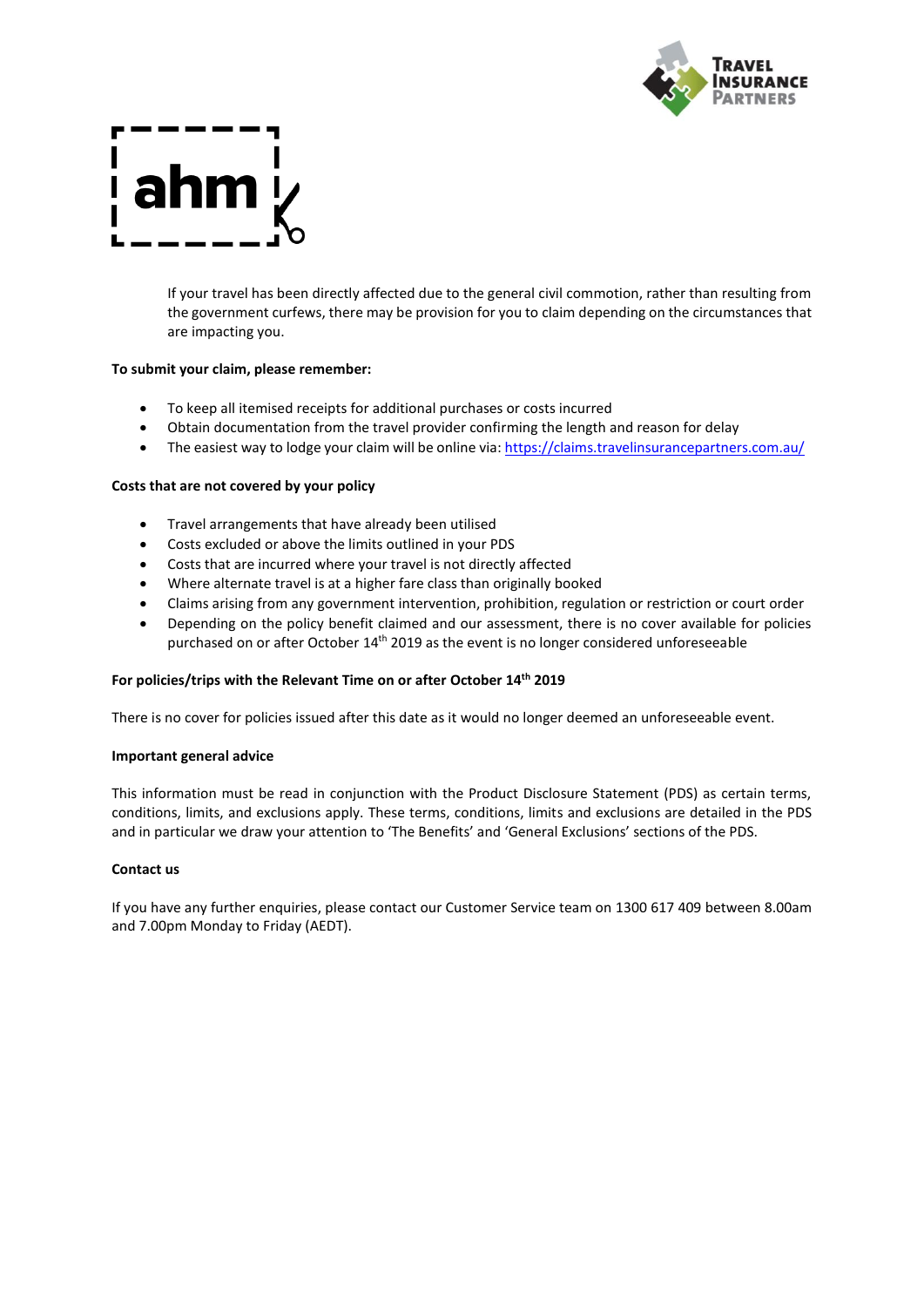If your travel has been directly affected due to the general civil commotion, rather than resulting from the government curfews, there may be provision for you to claim depending on the circumstances that are impacting you.

**To submit your claim, please remember:**

- To keep all itemised receipts for additional purchases or costs incurred
- Obtain documentation from the travel provider confirming the length and reason for delay
- The easiest way to lodge your claim will be online via: https://claims.travelinsurancepartners.com.au/

**Costs that are not covered by your policy**

- Travel arrangements that have already been utilised
- Costs excluded or above the limits outlined in your PDS
- Costs that are incurred where your travel is not directly affected
- Where alternate travel is at a higher fare class than originally booked
- Claims arising from any government intervention, prohibition, regulation or restriction or court order
- Depending on the policy benefit claimed and our assessment, there is no cover available for policies purchased on or after October 14th 2019 as the event is no longer considered unforeseeable

**For policies/trips with the Relevant Time on or after October 14th 2019**

There is no cover for policies issued after this date as it would no longer deemed an unforeseeable event.

**Important general advice**

This information must be read in conjunction with the Product Disclosure Statement (PDS) as certain terms, conditions, limits, and exclusions apply. These terms, conditions, limits and exclusions are detailed in the PDS and in particular we draw your attention to 'The Benefits' and 'General Exclusions' sections of the PDS.

**Contact us**

If you have any further enquiries, please contact our Customer Service team on 1300 617 409 between 8.00am and 7.00pm Monday to Friday (AEDT).